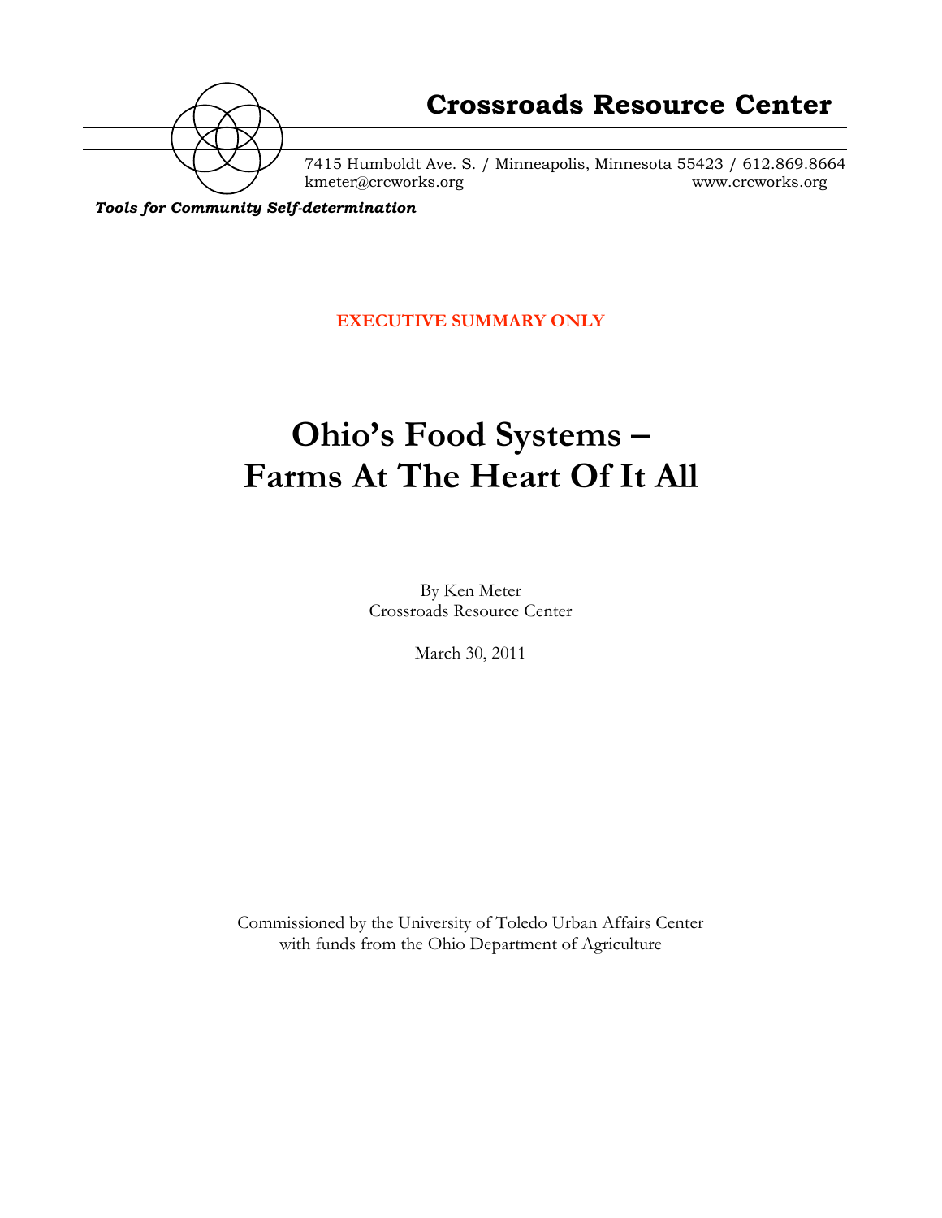# Crossroads Resource Center

7415 Humboldt Ave. S. / Minneapolis, Minnesota 55423 / 612.869.8664
kmeter@crcworks.org www.crcworks.org

***Tools for Community Self-determination***

**EXECUTIVE SUMMARY ONLY**

# Ohio's Food Systems – Farms At The Heart Of It All

By Ken Meter
Crossroads Resource Center

March 30, 2011

Commissioned by the University of Toledo Urban Affairs Center
with funds from the Ohio Department of Agriculture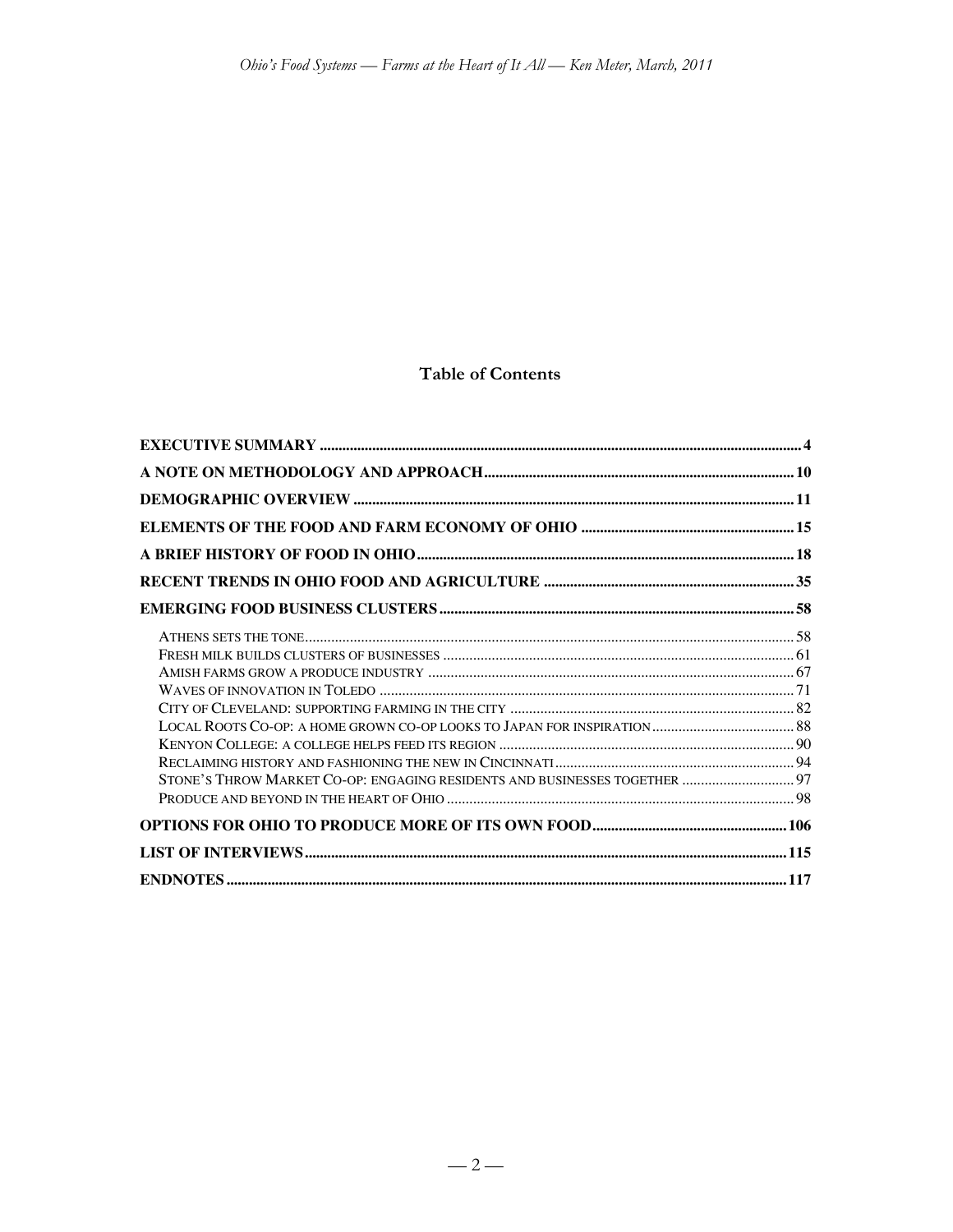## Table of Contents

| | |
|---|---|
| **EXECUTIVE SUMMARY** | **4** |
| **A NOTE ON METHODOLOGY AND APPROACH** | **10** |
| **DEMOGRAPHIC OVERVIEW** | **11** |
| **ELEMENTS OF THE FOOD AND FARM ECONOMY OF OHIO** | **15** |
| **A BRIEF HISTORY OF FOOD IN OHIO** | **18** |
| **RECENT TRENDS IN OHIO FOOD AND AGRICULTURE** | **35** |
| **EMERGING FOOD BUSINESS CLUSTERS** | **58** |
| ATHENS SETS THE TONE | 58 |
| FRESH MILK BUILDS CLUSTERS OF BUSINESSES | 61 |
| AMISH FARMS GROW A PRODUCE INDUSTRY | 67 |
| WAVES OF INNOVATION IN TOLEDO | 71 |
| CITY OF CLEVELAND: SUPPORTING FARMING IN THE CITY | 82 |
| LOCAL ROOTS CO-OP: A HOME GROWN CO-OP LOOKS TO JAPAN FOR INSPIRATION | 88 |
| KENYON COLLEGE: A COLLEGE HELPS FEED ITS REGION | 90 |
| RECLAIMING HISTORY AND FASHIONING THE NEW IN CINCINNATI | 94 |
| STONE'S THROW MARKET CO-OP: ENGAGING RESIDENTS AND BUSINESSES TOGETHER | 97 |
| PRODUCE AND BEYOND IN THE HEART OF OHIO | 98 |
| **OPTIONS FOR OHIO TO PRODUCE MORE OF ITS OWN FOOD** | **106** |
| **LIST OF INTERVIEWS** | **115** |
| **ENDNOTES** | **117** |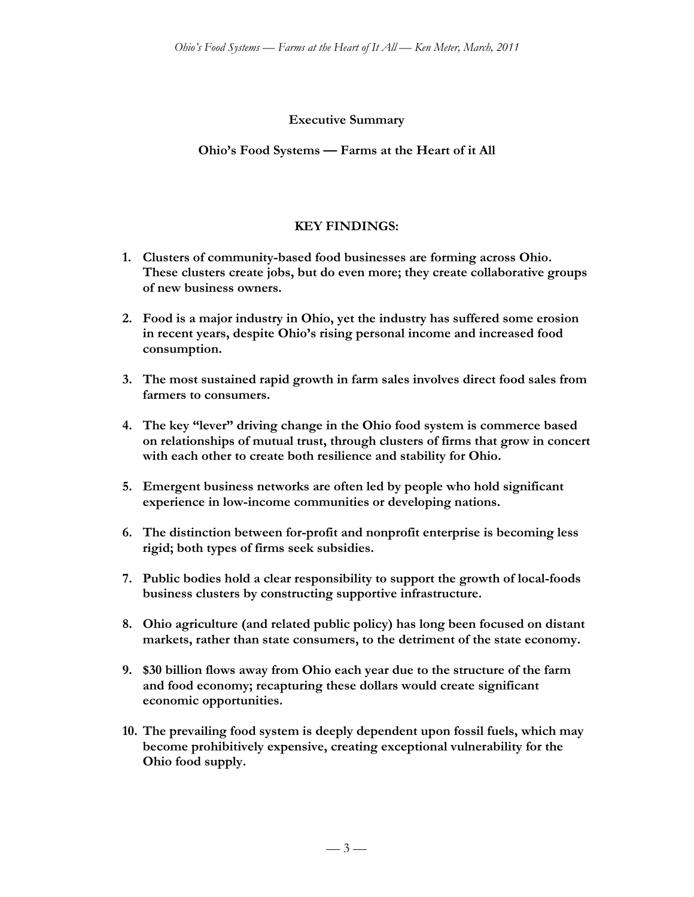## Executive Summary

## Ohio's Food Systems — Farms at the Heart of it All

### KEY FINDINGS:

1. **Clusters of community-based food businesses are forming across Ohio. These clusters create jobs, but do even more; they create collaborative groups of new business owners.**

2. **Food is a major industry in Ohio, yet the industry has suffered some erosion in recent years, despite Ohio's rising personal income and increased food consumption.**

3. **The most sustained rapid growth in farm sales involves direct food sales from farmers to consumers.**

4. **The key "lever" driving change in the Ohio food system is commerce based on relationships of mutual trust, through clusters of firms that grow in concert with each other to create both resilience and stability for Ohio.**

5. **Emergent business networks are often led by people who hold significant experience in low-income communities or developing nations.**

6. **The distinction between for-profit and nonprofit enterprise is becoming less rigid; both types of firms seek subsidies.**

7. **Public bodies hold a clear responsibility to support the growth of local-foods business clusters by constructing supportive infrastructure.**

8. **Ohio agriculture (and related public policy) has long been focused on distant markets, rather than state consumers, to the detriment of the state economy.**

9. **$30 billion flows away from Ohio each year due to the structure of the farm and food economy; recapturing these dollars would create significant economic opportunities.**

10. **The prevailing food system is deeply dependent upon fossil fuels, which may become prohibitively expensive, creating exceptional vulnerability for the Ohio food supply.**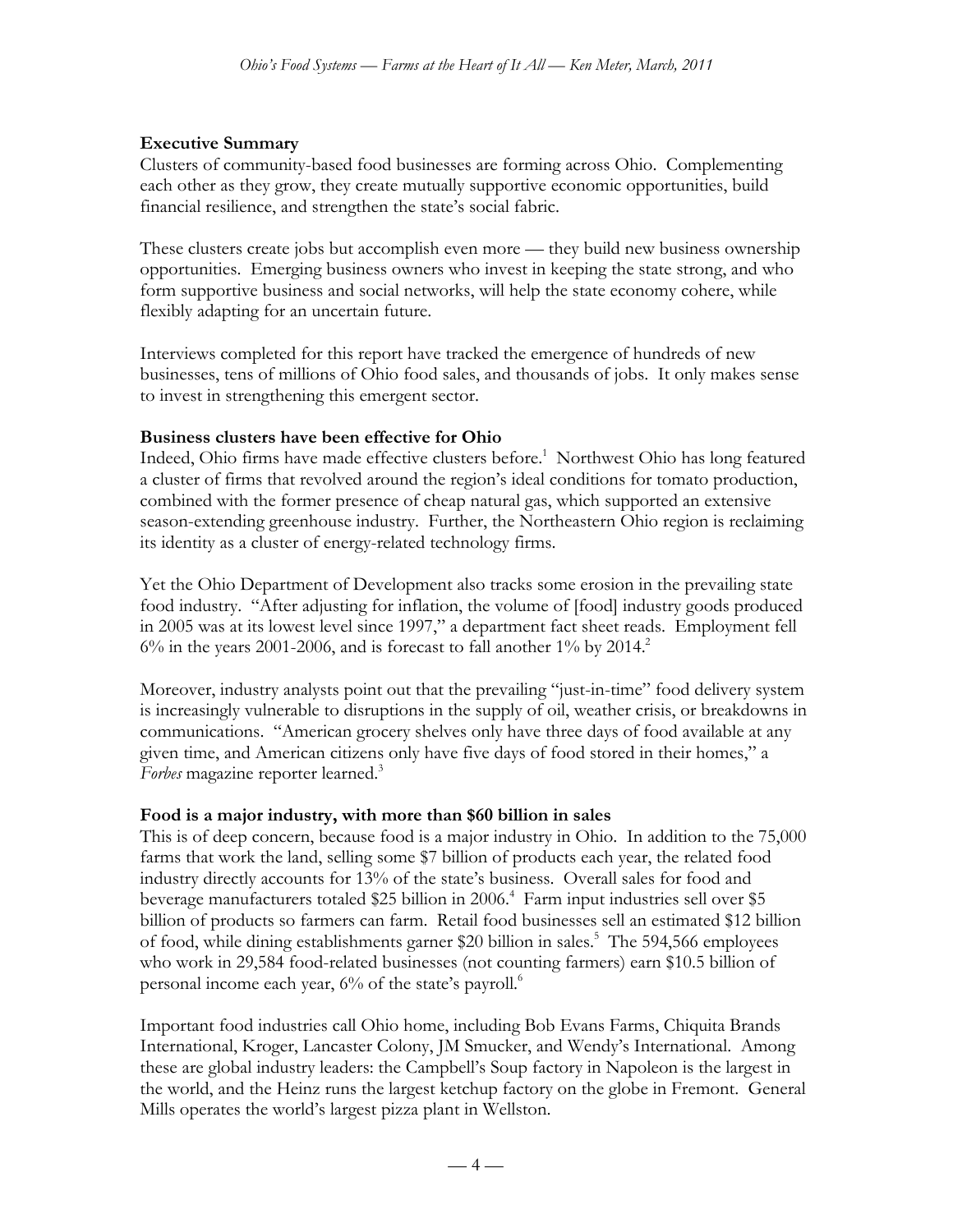## Executive Summary

Clusters of community-based food businesses are forming across Ohio. Complementing each other as they grow, they create mutually supportive economic opportunities, build financial resilience, and strengthen the state's social fabric.

These clusters create jobs but accomplish even more — they build new business ownership opportunities. Emerging business owners who invest in keeping the state strong, and who form supportive business and social networks, will help the state economy cohere, while flexibly adapting for an uncertain future.

Interviews completed for this report have tracked the emergence of hundreds of new businesses, tens of millions of Ohio food sales, and thousands of jobs. It only makes sense to invest in strengthening this emergent sector.

### Business clusters have been effective for Ohio

Indeed, Ohio firms have made effective clusters before.[1] Northwest Ohio has long featured a cluster of firms that revolved around the region's ideal conditions for tomato production, combined with the former presence of cheap natural gas, which supported an extensive season-extending greenhouse industry. Further, the Northeastern Ohio region is reclaiming its identity as a cluster of energy-related technology firms.

Yet the Ohio Department of Development also tracks some erosion in the prevailing state food industry. "After adjusting for inflation, the volume of [food] industry goods produced in 2005 was at its lowest level since 1997," a department fact sheet reads. Employment fell 6% in the years 2001-2006, and is forecast to fall another 1% by 2014.[2]

Moreover, industry analysts point out that the prevailing "just-in-time" food delivery system is increasingly vulnerable to disruptions in the supply of oil, weather crisis, or breakdowns in communications. "American grocery shelves only have three days of food available at any given time, and American citizens only have five days of food stored in their homes," a *Forbes* magazine reporter learned.[3]

### Food is a major industry, with more than $60 billion in sales

This is of deep concern, because food is a major industry in Ohio. In addition to the 75,000 farms that work the land, selling some $7 billion of products each year, the related food industry directly accounts for 13% of the state's business. Overall sales for food and beverage manufacturers totaled $25 billion in 2006.[4] Farm input industries sell over $5 billion of products so farmers can farm. Retail food businesses sell an estimated $12 billion of food, while dining establishments garner $20 billion in sales.[5] The 594,566 employees who work in 29,584 food-related businesses (not counting farmers) earn $10.5 billion of personal income each year, 6% of the state's payroll.[6]

Important food industries call Ohio home, including Bob Evans Farms, Chiquita Brands International, Kroger, Lancaster Colony, JM Smucker, and Wendy's International. Among these are global industry leaders: the Campbell's Soup factory in Napoleon is the largest in the world, and the Heinz runs the largest ketchup factory on the globe in Fremont. General Mills operates the world's largest pizza plant in Wellston.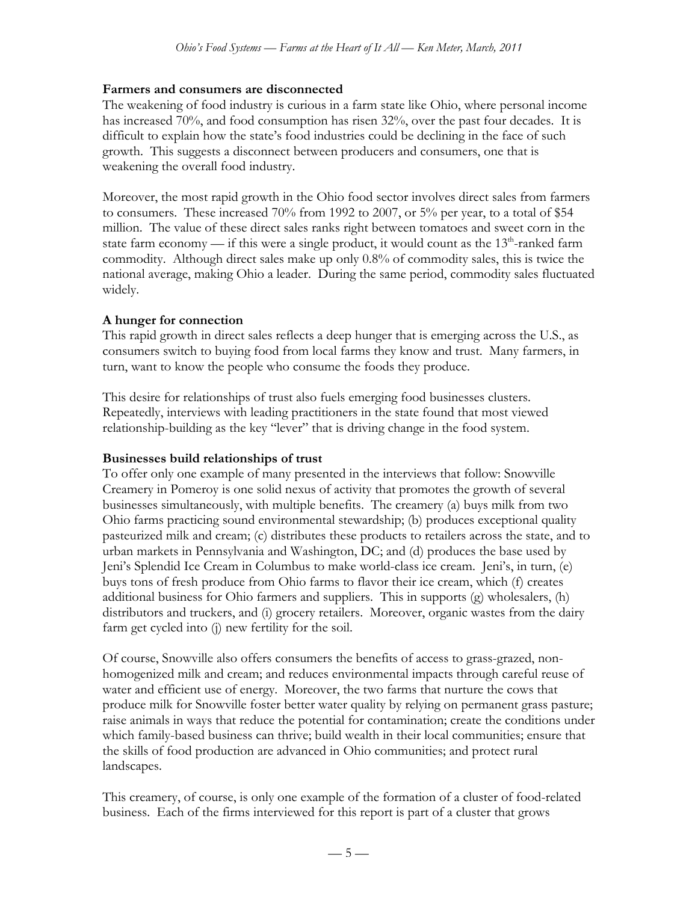**Farmers and consumers are disconnected**

The weakening of food industry is curious in a farm state like Ohio, where personal income has increased 70%, and food consumption has risen 32%, over the past four decades. It is difficult to explain how the state's food industries could be declining in the face of such growth. This suggests a disconnect between producers and consumers, one that is weakening the overall food industry.

Moreover, the most rapid growth in the Ohio food sector involves direct sales from farmers to consumers. These increased 70% from 1992 to 2007, or 5% per year, to a total of $54 million. The value of these direct sales ranks right between tomatoes and sweet corn in the state farm economy — if this were a single product, it would count as the 13th-ranked farm commodity. Although direct sales make up only 0.8% of commodity sales, this is twice the national average, making Ohio a leader. During the same period, commodity sales fluctuated widely.

**A hunger for connection**

This rapid growth in direct sales reflects a deep hunger that is emerging across the U.S., as consumers switch to buying food from local farms they know and trust. Many farmers, in turn, want to know the people who consume the foods they produce.

This desire for relationships of trust also fuels emerging food businesses clusters. Repeatedly, interviews with leading practitioners in the state found that most viewed relationship-building as the key "lever" that is driving change in the food system.

**Businesses build relationships of trust**

To offer only one example of many presented in the interviews that follow: Snowville Creamery in Pomeroy is one solid nexus of activity that promotes the growth of several businesses simultaneously, with multiple benefits. The creamery (a) buys milk from two Ohio farms practicing sound environmental stewardship; (b) produces exceptional quality pasteurized milk and cream; (c) distributes these products to retailers across the state, and to urban markets in Pennsylvania and Washington, DC; and (d) produces the base used by Jeni's Splendid Ice Cream in Columbus to make world-class ice cream. Jeni's, in turn, (e) buys tons of fresh produce from Ohio farms to flavor their ice cream, which (f) creates additional business for Ohio farmers and suppliers. This in supports (g) wholesalers, (h) distributors and truckers, and (i) grocery retailers. Moreover, organic wastes from the dairy farm get cycled into (j) new fertility for the soil.

Of course, Snowville also offers consumers the benefits of access to grass-grazed, non-homogenized milk and cream; and reduces environmental impacts through careful reuse of water and efficient use of energy. Moreover, the two farms that nurture the cows that produce milk for Snowville foster better water quality by relying on permanent grass pasture; raise animals in ways that reduce the potential for contamination; create the conditions under which family-based business can thrive; build wealth in their local communities; ensure that the skills of food production are advanced in Ohio communities; and protect rural landscapes.

This creamery, of course, is only one example of the formation of a cluster of food-related business. Each of the firms interviewed for this report is part of a cluster that grows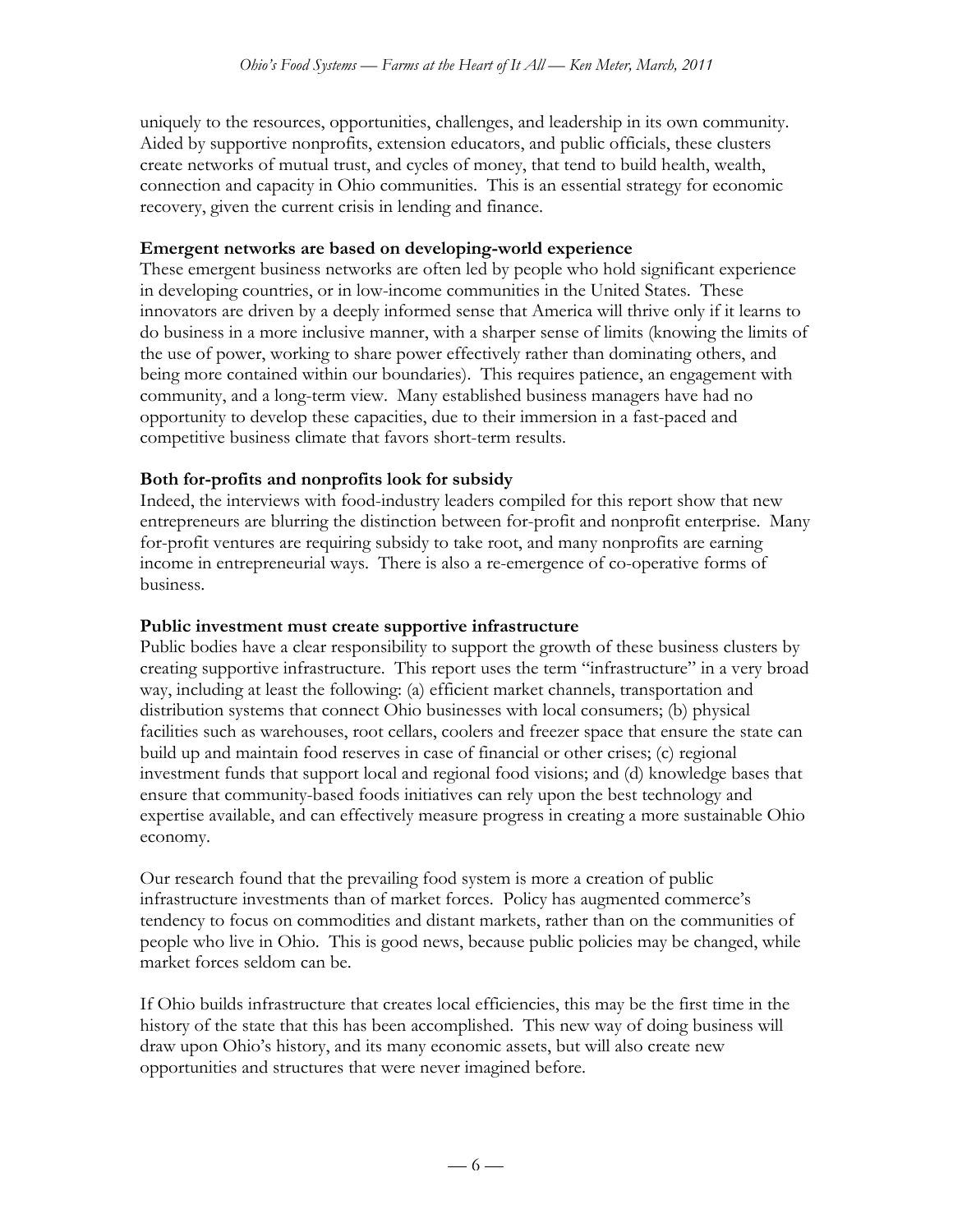uniquely to the resources, opportunities, challenges, and leadership in its own community. Aided by supportive nonprofits, extension educators, and public officials, these clusters create networks of mutual trust, and cycles of money, that tend to build health, wealth, connection and capacity in Ohio communities. This is an essential strategy for economic recovery, given the current crisis in lending and finance.

**Emergent networks are based on developing-world experience**

These emergent business networks are often led by people who hold significant experience in developing countries, or in low-income communities in the United States. These innovators are driven by a deeply informed sense that America will thrive only if it learns to do business in a more inclusive manner, with a sharper sense of limits (knowing the limits of the use of power, working to share power effectively rather than dominating others, and being more contained within our boundaries). This requires patience, an engagement with community, and a long-term view. Many established business managers have had no opportunity to develop these capacities, due to their immersion in a fast-paced and competitive business climate that favors short-term results.

**Both for-profits and nonprofits look for subsidy**

Indeed, the interviews with food-industry leaders compiled for this report show that new entrepreneurs are blurring the distinction between for-profit and nonprofit enterprise. Many for-profit ventures are requiring subsidy to take root, and many nonprofits are earning income in entrepreneurial ways. There is also a re-emergence of co-operative forms of business.

**Public investment must create supportive infrastructure**

Public bodies have a clear responsibility to support the growth of these business clusters by creating supportive infrastructure. This report uses the term "infrastructure" in a very broad way, including at least the following: (a) efficient market channels, transportation and distribution systems that connect Ohio businesses with local consumers; (b) physical facilities such as warehouses, root cellars, coolers and freezer space that ensure the state can build up and maintain food reserves in case of financial or other crises; (c) regional investment funds that support local and regional food visions; and (d) knowledge bases that ensure that community-based foods initiatives can rely upon the best technology and expertise available, and can effectively measure progress in creating a more sustainable Ohio economy.

Our research found that the prevailing food system is more a creation of public infrastructure investments than of market forces. Policy has augmented commerce's tendency to focus on commodities and distant markets, rather than on the communities of people who live in Ohio. This is good news, because public policies may be changed, while market forces seldom can be.

If Ohio builds infrastructure that creates local efficiencies, this may be the first time in the history of the state that this has been accomplished. This new way of doing business will draw upon Ohio's history, and its many economic assets, but will also create new opportunities and structures that were never imagined before.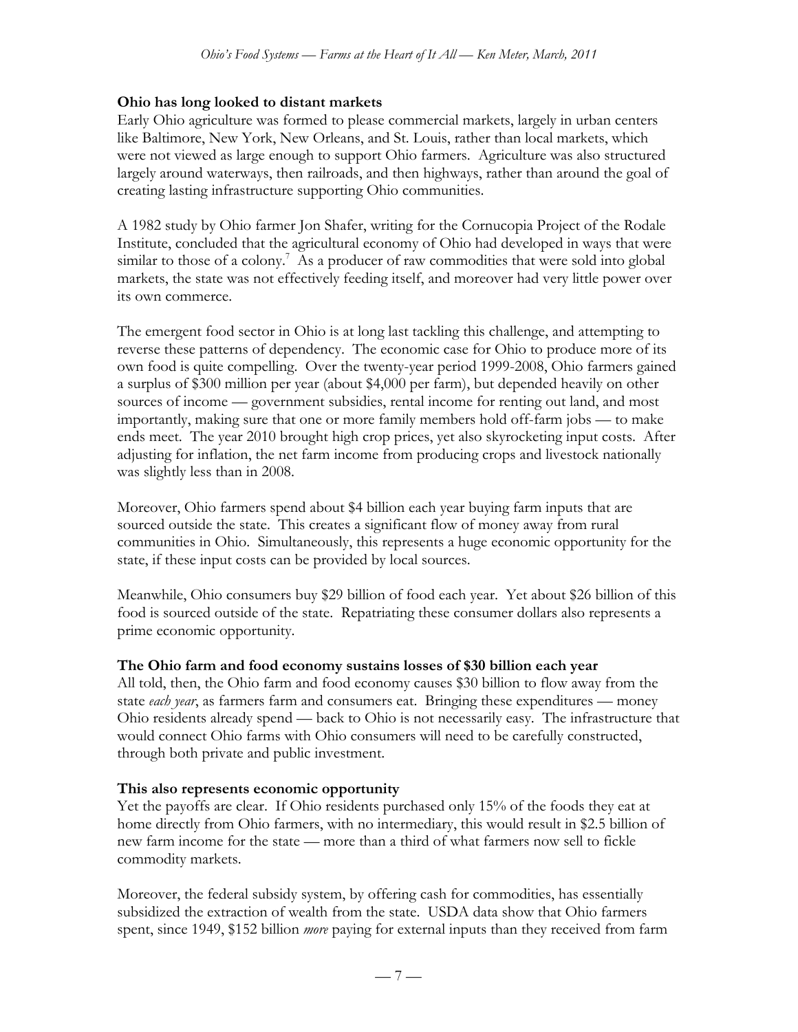**Ohio has long looked to distant markets**

Early Ohio agriculture was formed to please commercial markets, largely in urban centers like Baltimore, New York, New Orleans, and St. Louis, rather than local markets, which were not viewed as large enough to support Ohio farmers. Agriculture was also structured largely around waterways, then railroads, and then highways, rather than around the goal of creating lasting infrastructure supporting Ohio communities.

A 1982 study by Ohio farmer Jon Shafer, writing for the Cornucopia Project of the Rodale Institute, concluded that the agricultural economy of Ohio had developed in ways that were similar to those of a colony.[7] As a producer of raw commodities that were sold into global markets, the state was not effectively feeding itself, and moreover had very little power over its own commerce.

The emergent food sector in Ohio is at long last tackling this challenge, and attempting to reverse these patterns of dependency. The economic case for Ohio to produce more of its own food is quite compelling. Over the twenty-year period 1999-2008, Ohio farmers gained a surplus of $300 million per year (about $4,000 per farm), but depended heavily on other sources of income — government subsidies, rental income for renting out land, and most importantly, making sure that one or more family members hold off-farm jobs — to make ends meet. The year 2010 brought high crop prices, yet also skyrocketing input costs. After adjusting for inflation, the net farm income from producing crops and livestock nationally was slightly less than in 2008.

Moreover, Ohio farmers spend about $4 billion each year buying farm inputs that are sourced outside the state. This creates a significant flow of money away from rural communities in Ohio. Simultaneously, this represents a huge economic opportunity for the state, if these input costs can be provided by local sources.

Meanwhile, Ohio consumers buy $29 billion of food each year. Yet about $26 billion of this food is sourced outside of the state. Repatriating these consumer dollars also represents a prime economic opportunity.

**The Ohio farm and food economy sustains losses of $30 billion each year**

All told, then, the Ohio farm and food economy causes $30 billion to flow away from the state *each year*, as farmers farm and consumers eat. Bringing these expenditures — money Ohio residents already spend — back to Ohio is not necessarily easy. The infrastructure that would connect Ohio farms with Ohio consumers will need to be carefully constructed, through both private and public investment.

**This also represents economic opportunity**

Yet the payoffs are clear. If Ohio residents purchased only 15% of the foods they eat at home directly from Ohio farmers, with no intermediary, this would result in $2.5 billion of new farm income for the state — more than a third of what farmers now sell to fickle commodity markets.

Moreover, the federal subsidy system, by offering cash for commodities, has essentially subsidized the extraction of wealth from the state. USDA data show that Ohio farmers spent, since 1949, $152 billion *more* paying for external inputs than they received from farm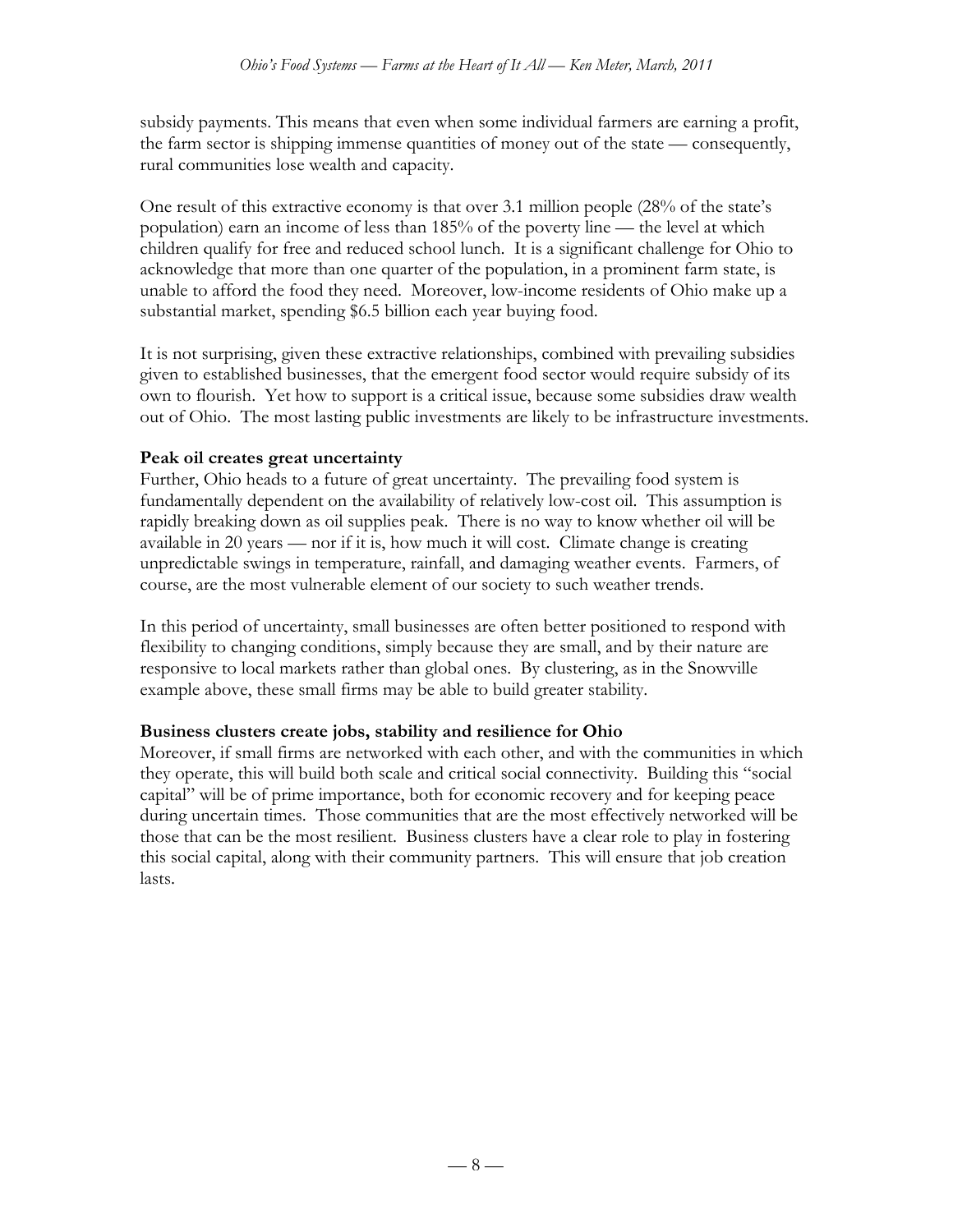subsidy payments. This means that even when some individual farmers are earning a profit, the farm sector is shipping immense quantities of money out of the state — consequently, rural communities lose wealth and capacity.

One result of this extractive economy is that over 3.1 million people (28% of the state's population) earn an income of less than 185% of the poverty line — the level at which children qualify for free and reduced school lunch. It is a significant challenge for Ohio to acknowledge that more than one quarter of the population, in a prominent farm state, is unable to afford the food they need. Moreover, low-income residents of Ohio make up a substantial market, spending $6.5 billion each year buying food.

It is not surprising, given these extractive relationships, combined with prevailing subsidies given to established businesses, that the emergent food sector would require subsidy of its own to flourish. Yet how to support is a critical issue, because some subsidies draw wealth out of Ohio. The most lasting public investments are likely to be infrastructure investments.

**Peak oil creates great uncertainty**

Further, Ohio heads to a future of great uncertainty. The prevailing food system is fundamentally dependent on the availability of relatively low-cost oil. This assumption is rapidly breaking down as oil supplies peak. There is no way to know whether oil will be available in 20 years — nor if it is, how much it will cost. Climate change is creating unpredictable swings in temperature, rainfall, and damaging weather events. Farmers, of course, are the most vulnerable element of our society to such weather trends.

In this period of uncertainty, small businesses are often better positioned to respond with flexibility to changing conditions, simply because they are small, and by their nature are responsive to local markets rather than global ones. By clustering, as in the Snowville example above, these small firms may be able to build greater stability.

**Business clusters create jobs, stability and resilience for Ohio**

Moreover, if small firms are networked with each other, and with the communities in which they operate, this will build both scale and critical social connectivity. Building this "social capital" will be of prime importance, both for economic recovery and for keeping peace during uncertain times. Those communities that are the most effectively networked will be those that can be the most resilient. Business clusters have a clear role to play in fostering this social capital, along with their community partners. This will ensure that job creation lasts.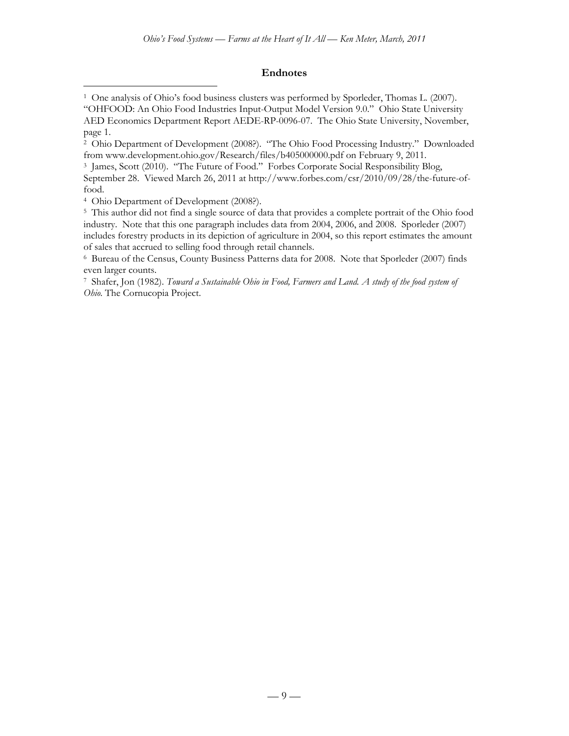## Endnotes

[1] One analysis of Ohio's food business clusters was performed by Sporleder, Thomas L. (2007). "OHFOOD: An Ohio Food Industries Input-Output Model Version 9.0." Ohio State University AED Economics Department Report AEDE-RP-0096-07. The Ohio State University, November, page 1.

[2] Ohio Department of Development (2008?). "The Ohio Food Processing Industry." Downloaded from www.development.ohio.gov/Research/files/b405000000.pdf on February 9, 2011.

[3] James, Scott (2010). "The Future of Food." Forbes Corporate Social Responsibility Blog, September 28. Viewed March 26, 2011 at http://www.forbes.com/csr/2010/09/28/the-future-of-food.

[4] Ohio Department of Development (2008?).

[5] This author did not find a single source of data that provides a complete portrait of the Ohio food industry. Note that this one paragraph includes data from 2004, 2006, and 2008. Sporleder (2007) includes forestry products in its depiction of agriculture in 2004, so this report estimates the amount of sales that accrued to selling food through retail channels.

[6] Bureau of the Census, County Business Patterns data for 2008. Note that Sporleder (2007) finds even larger counts.

[7] Shafer, Jon (1982). *Toward a Sustainable Ohio in Food, Farmers and Land. A study of the food system of Ohio.* The Cornucopia Project.